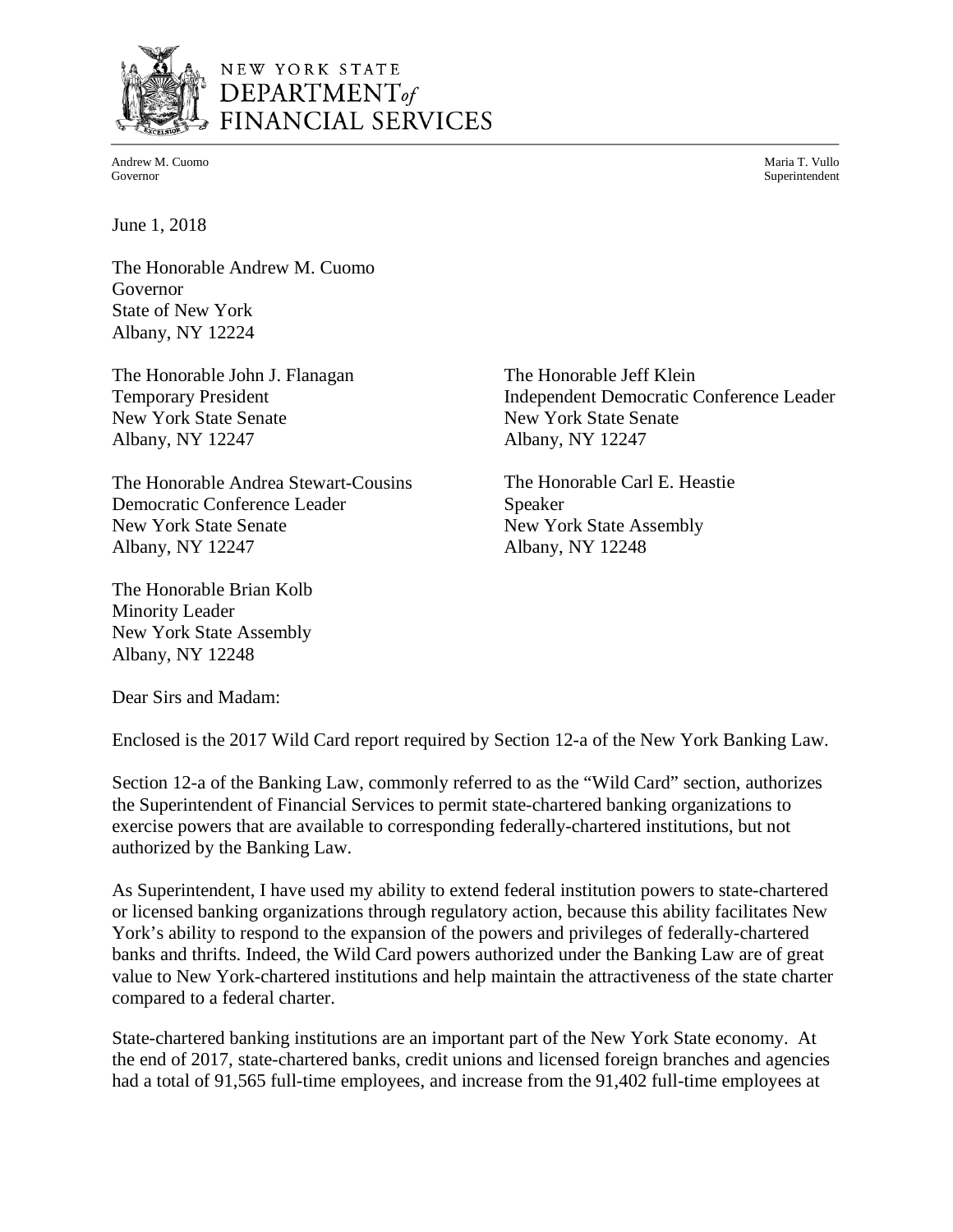NEW YORK STATE
DEPARTMENT*of*
FINANCIAL SERVICES

Andrew M. Cuomo
Governor

Maria T. Vullo
Superintendent

June 1, 2018

The Honorable Andrew M. Cuomo
Governor
State of New York
Albany, NY 12224

The Honorable John J. Flanagan
Temporary President
New York State Senate
Albany, NY 12247

The Honorable Jeff Klein
Independent Democratic Conference Leader
New York State Senate
Albany, NY 12247

The Honorable Andrea Stewart-Cousins
Democratic Conference Leader
New York State Senate
Albany, NY 12247

The Honorable Carl E. Heastie
Speaker
New York State Assembly
Albany, NY 12248

The Honorable Brian Kolb
Minority Leader
New York State Assembly
Albany, NY 12248

Dear Sirs and Madam:

Enclosed is the 2017 Wild Card report required by Section 12-a of the New York Banking Law.

Section 12-a of the Banking Law, commonly referred to as the "Wild Card" section, authorizes the Superintendent of Financial Services to permit state-chartered banking organizations to exercise powers that are available to corresponding federally-chartered institutions, but not authorized by the Banking Law.

As Superintendent, I have used my ability to extend federal institution powers to state-chartered or licensed banking organizations through regulatory action, because this ability facilitates New York's ability to respond to the expansion of the powers and privileges of federally-chartered banks and thrifts. Indeed, the Wild Card powers authorized under the Banking Law are of great value to New York-chartered institutions and help maintain the attractiveness of the state charter compared to a federal charter.

State-chartered banking institutions are an important part of the New York State economy. At the end of 2017, state-chartered banks, credit unions and licensed foreign branches and agencies had a total of 91,565 full-time employees, and increase from the 91,402 full-time employees at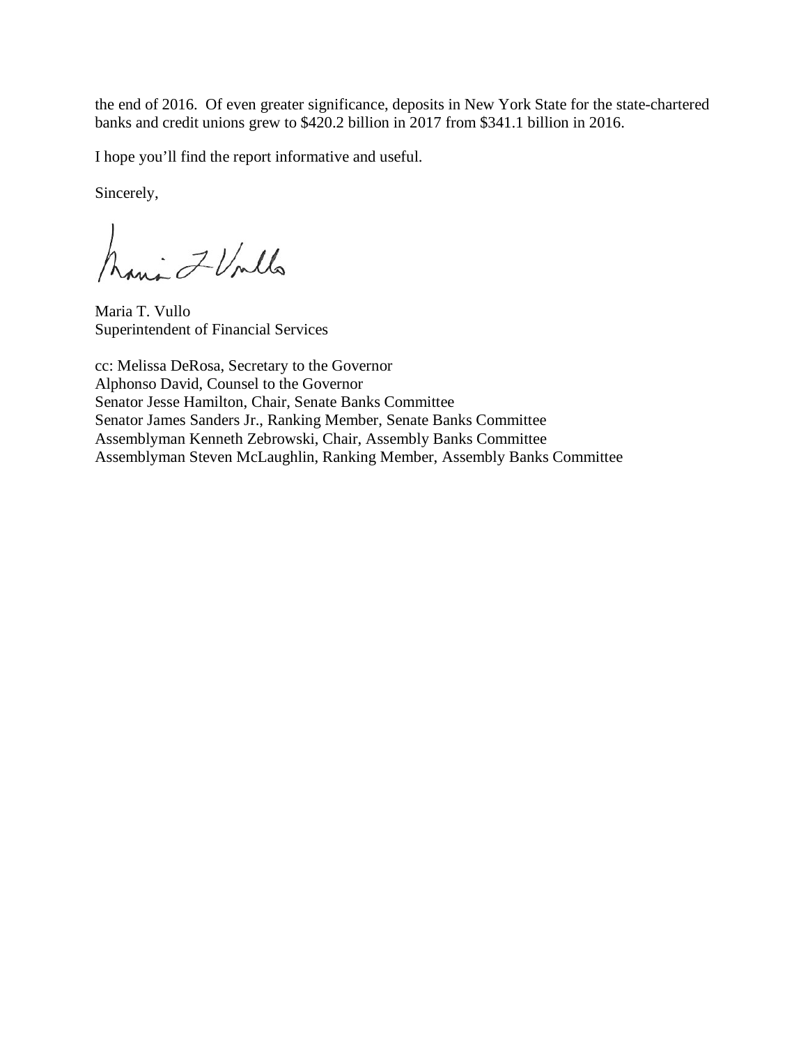the end of 2016. Of even greater significance, deposits in New York State for the state-chartered banks and credit unions grew to $420.2 billion in 2017 from $341.1 billion in 2016.

I hope you'll find the report informative and useful.

Sincerely,

Maria T. Vullo
Superintendent of Financial Services

cc: Melissa DeRosa, Secretary to the Governor
Alphonso David, Counsel to the Governor
Senator Jesse Hamilton, Chair, Senate Banks Committee
Senator James Sanders Jr., Ranking Member, Senate Banks Committee
Assemblyman Kenneth Zebrowski, Chair, Assembly Banks Committee
Assemblyman Steven McLaughlin, Ranking Member, Assembly Banks Committee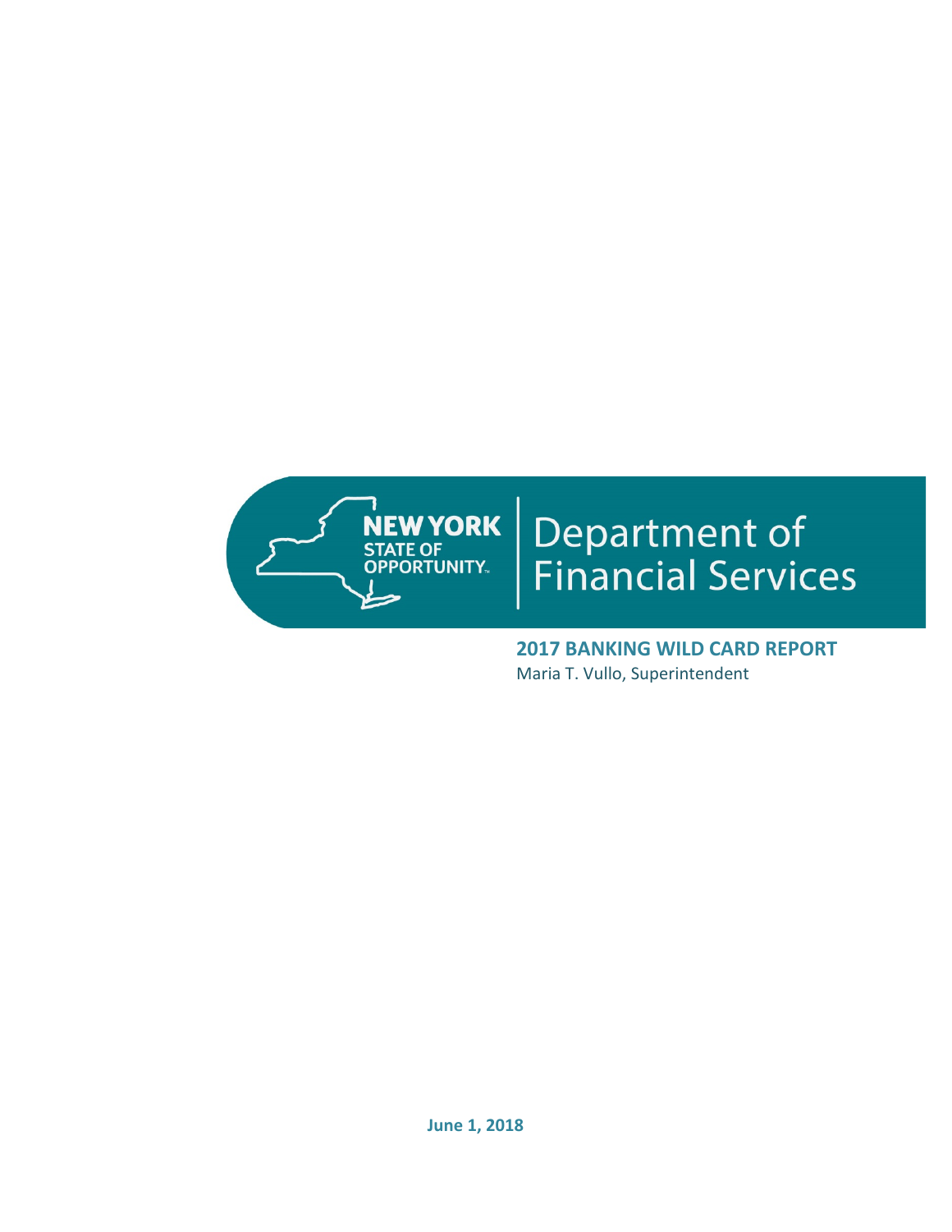NEW YORK STATE OF OPPORTUNITY

# Department of Financial Services

**2017 BANKING WILD CARD REPORT**

Maria T. Vullo, Superintendent

**June 1, 2018**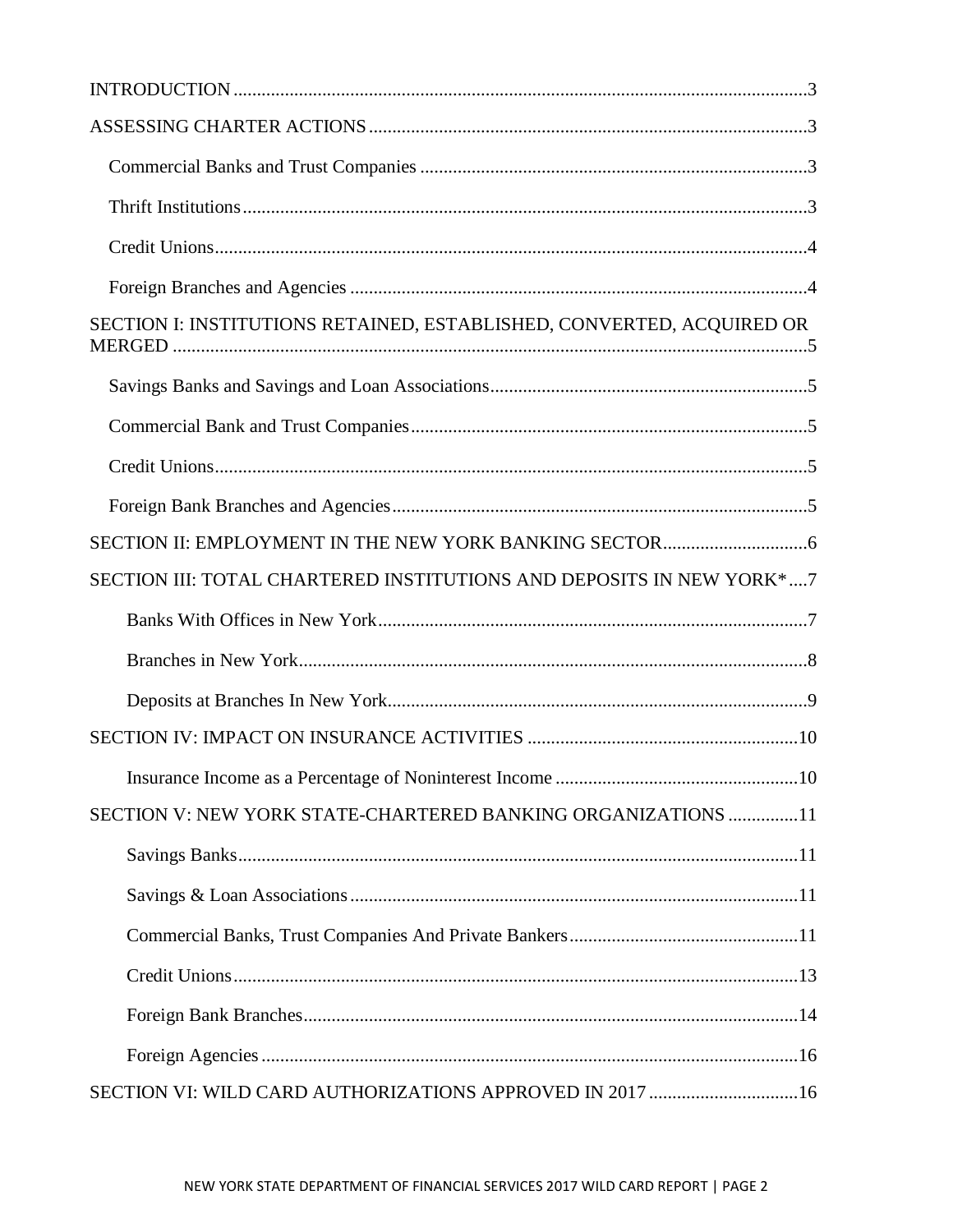INTRODUCTION ..... 3

ASSESSING CHARTER ACTIONS ..... 3

- Commercial Banks and Trust Companies ..... 3
- Thrift Institutions ..... 3
- Credit Unions ..... 4
- Foreign Branches and Agencies ..... 4

SECTION I: INSTITUTIONS RETAINED, ESTABLISHED, CONVERTED, ACQUIRED OR MERGED ..... 5

- Savings Banks and Savings and Loan Associations ..... 5
- Commercial Bank and Trust Companies ..... 5
- Credit Unions ..... 5
- Foreign Bank Branches and Agencies ..... 5

SECTION II: EMPLOYMENT IN THE NEW YORK BANKING SECTOR ..... 6

SECTION III: TOTAL CHARTERED INSTITUTIONS AND DEPOSITS IN NEW YORK* ..... 7

- Banks With Offices in New York ..... 7
- Branches in New York ..... 8
- Deposits at Branches In New York ..... 9

SECTION IV: IMPACT ON INSURANCE ACTIVITIES ..... 10

- Insurance Income as a Percentage of Noninterest Income ..... 10

SECTION V: NEW YORK STATE-CHARTERED BANKING ORGANIZATIONS ..... 11

- Savings Banks ..... 11
- Savings & Loan Associations ..... 11
- Commercial Banks, Trust Companies And Private Bankers ..... 11
- Credit Unions ..... 13
- Foreign Bank Branches ..... 14
- Foreign Agencies ..... 16

SECTION VI: WILD CARD AUTHORIZATIONS APPROVED IN 2017 ..... 16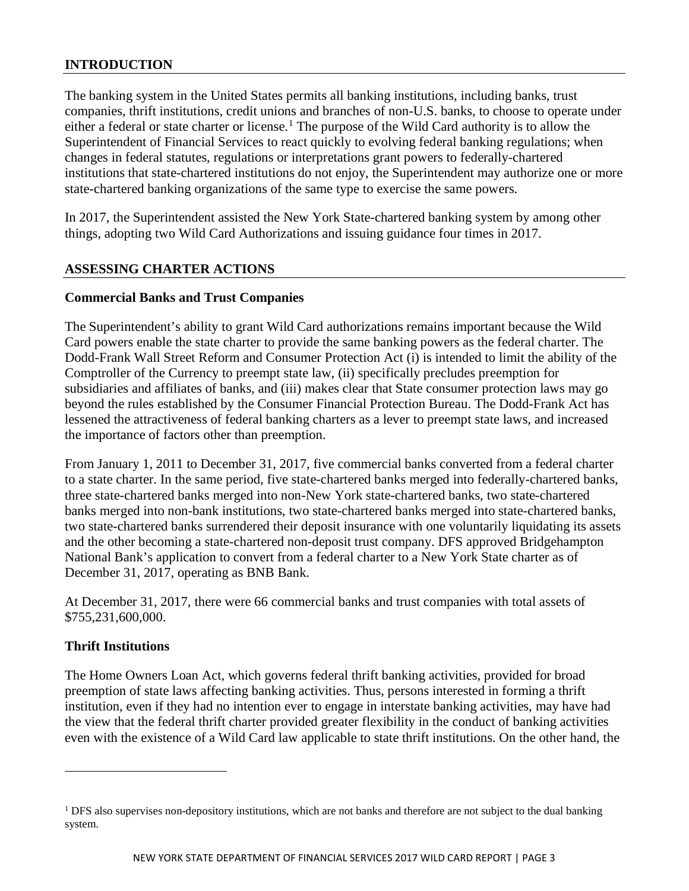## INTRODUCTION

The banking system in the United States permits all banking institutions, including banks, trust companies, thrift institutions, credit unions and branches of non-U.S. banks, to choose to operate under either a federal or state charter or license.[1] The purpose of the Wild Card authority is to allow the Superintendent of Financial Services to react quickly to evolving federal banking regulations; when changes in federal statutes, regulations or interpretations grant powers to federally-chartered institutions that state-chartered institutions do not enjoy, the Superintendent may authorize one or more state-chartered banking organizations of the same type to exercise the same powers.

In 2017, the Superintendent assisted the New York State-chartered banking system by among other things, adopting two Wild Card Authorizations and issuing guidance four times in 2017.

## ASSESSING CHARTER ACTIONS

### Commercial Banks and Trust Companies

The Superintendent's ability to grant Wild Card authorizations remains important because the Wild Card powers enable the state charter to provide the same banking powers as the federal charter. The Dodd-Frank Wall Street Reform and Consumer Protection Act (i) is intended to limit the ability of the Comptroller of the Currency to preempt state law, (ii) specifically precludes preemption for subsidiaries and affiliates of banks, and (iii) makes clear that State consumer protection laws may go beyond the rules established by the Consumer Financial Protection Bureau. The Dodd-Frank Act has lessened the attractiveness of federal banking charters as a lever to preempt state laws, and increased the importance of factors other than preemption.

From January 1, 2011 to December 31, 2017, five commercial banks converted from a federal charter to a state charter. In the same period, five state-chartered banks merged into federally-chartered banks, three state-chartered banks merged into non-New York state-chartered banks, two state-chartered banks merged into non-bank institutions, two state-chartered banks merged into state-chartered banks, two state-chartered banks surrendered their deposit insurance with one voluntarily liquidating its assets and the other becoming a state-chartered non-deposit trust company. DFS approved Bridgehampton National Bank's application to convert from a federal charter to a New York State charter as of December 31, 2017, operating as BNB Bank.

At December 31, 2017, there were 66 commercial banks and trust companies with total assets of $755,231,600,000.

### Thrift Institutions

The Home Owners Loan Act, which governs federal thrift banking activities, provided for broad preemption of state laws affecting banking activities. Thus, persons interested in forming a thrift institution, even if they had no intention ever to engage in interstate banking activities, may have had the view that the federal thrift charter provided greater flexibility in the conduct of banking activities even with the existence of a Wild Card law applicable to state thrift institutions. On the other hand, the

[1] DFS also supervises non-depository institutions, which are not banks and therefore are not subject to the dual banking system.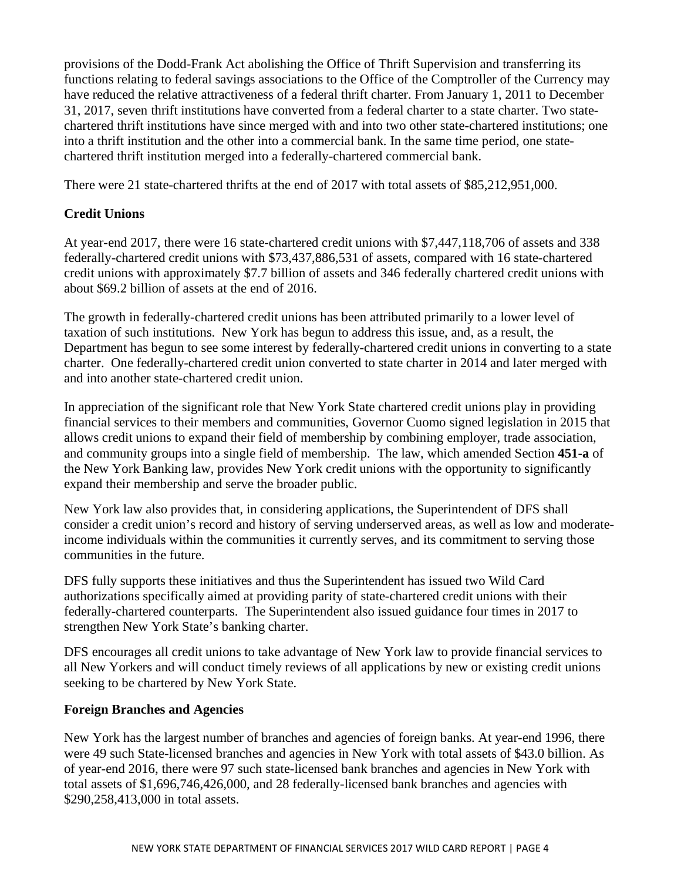provisions of the Dodd-Frank Act abolishing the Office of Thrift Supervision and transferring its functions relating to federal savings associations to the Office of the Comptroller of the Currency may have reduced the relative attractiveness of a federal thrift charter. From January 1, 2011 to December 31, 2017, seven thrift institutions have converted from a federal charter to a state charter. Two state-chartered thrift institutions have since merged with and into two other state-chartered institutions; one into a thrift institution and the other into a commercial bank. In the same time period, one state-chartered thrift institution merged into a federally-chartered commercial bank.

There were 21 state-chartered thrifts at the end of 2017 with total assets of $85,212,951,000.

### Credit Unions

At year-end 2017, there were 16 state-chartered credit unions with $7,447,118,706 of assets and 338 federally-chartered credit unions with $73,437,886,531 of assets, compared with 16 state-chartered credit unions with approximately $7.7 billion of assets and 346 federally chartered credit unions with about $69.2 billion of assets at the end of 2016.

The growth in federally-chartered credit unions has been attributed primarily to a lower level of taxation of such institutions. New York has begun to address this issue, and, as a result, the Department has begun to see some interest by federally-chartered credit unions in converting to a state charter. One federally-chartered credit union converted to state charter in 2014 and later merged with and into another state-chartered credit union.

In appreciation of the significant role that New York State chartered credit unions play in providing financial services to their members and communities, Governor Cuomo signed legislation in 2015 that allows credit unions to expand their field of membership by combining employer, trade association, and community groups into a single field of membership. The law, which amended Section **451-a** of the New York Banking law, provides New York credit unions with the opportunity to significantly expand their membership and serve the broader public.

New York law also provides that, in considering applications, the Superintendent of DFS shall consider a credit union's record and history of serving underserved areas, as well as low and moderate-income individuals within the communities it currently serves, and its commitment to serving those communities in the future.

DFS fully supports these initiatives and thus the Superintendent has issued two Wild Card authorizations specifically aimed at providing parity of state-chartered credit unions with their federally-chartered counterparts. The Superintendent also issued guidance four times in 2017 to strengthen New York State's banking charter.

DFS encourages all credit unions to take advantage of New York law to provide financial services to all New Yorkers and will conduct timely reviews of all applications by new or existing credit unions seeking to be chartered by New York State.

### Foreign Branches and Agencies

New York has the largest number of branches and agencies of foreign banks. At year-end 1996, there were 49 such State-licensed branches and agencies in New York with total assets of $43.0 billion. As of year-end 2016, there were 97 such state-licensed bank branches and agencies in New York with total assets of $1,696,746,426,000, and 28 federally-licensed bank branches and agencies with $290,258,413,000 in total assets.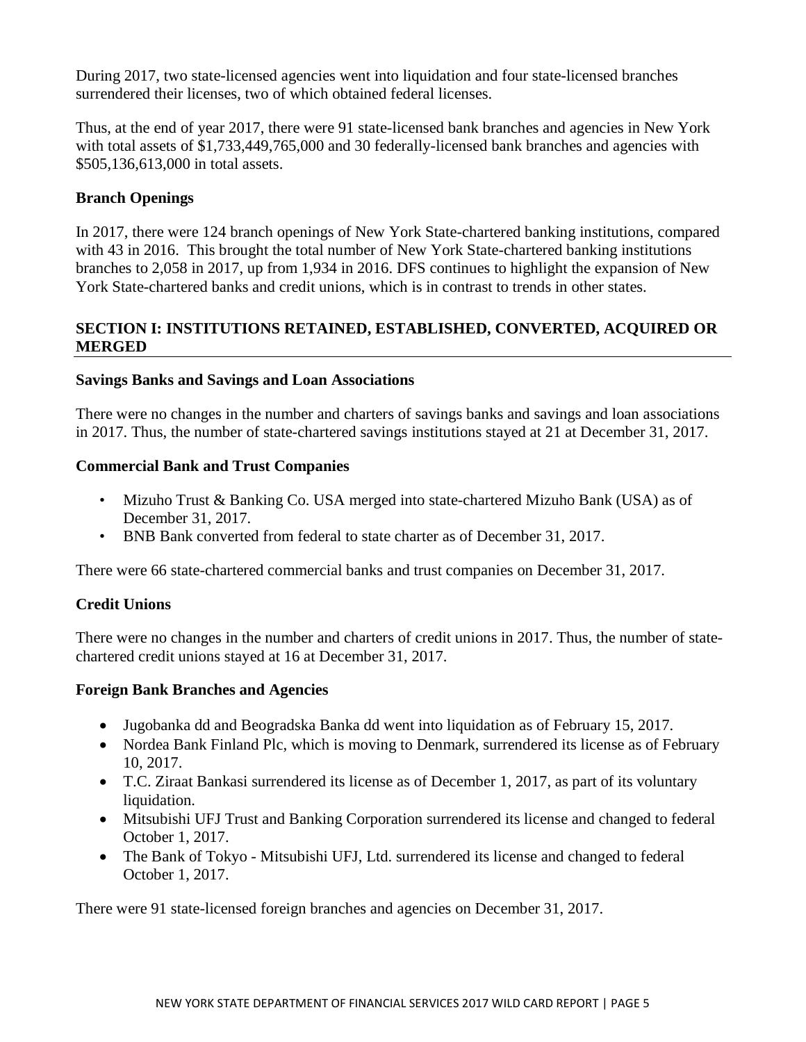During 2017, two state-licensed agencies went into liquidation and four state-licensed branches surrendered their licenses, two of which obtained federal licenses.

Thus, at the end of year 2017, there were 91 state-licensed bank branches and agencies in New York with total assets of $1,733,449,765,000 and 30 federally-licensed bank branches and agencies with $505,136,613,000 in total assets.

**Branch Openings**

In 2017, there were 124 branch openings of New York State-chartered banking institutions, compared with 43 in 2016. This brought the total number of New York State-chartered banking institutions branches to 2,058 in 2017, up from 1,934 in 2016. DFS continues to highlight the expansion of New York State-chartered banks and credit unions, which is in contrast to trends in other states.

## SECTION I: INSTITUTIONS RETAINED, ESTABLISHED, CONVERTED, ACQUIRED OR MERGED

**Savings Banks and Savings and Loan Associations**

There were no changes in the number and charters of savings banks and savings and loan associations in 2017. Thus, the number of state-chartered savings institutions stayed at 21 at December 31, 2017.

**Commercial Bank and Trust Companies**

- Mizuho Trust & Banking Co. USA merged into state-chartered Mizuho Bank (USA) as of December 31, 2017.
- BNB Bank converted from federal to state charter as of December 31, 2017.

There were 66 state-chartered commercial banks and trust companies on December 31, 2017.

**Credit Unions**

There were no changes in the number and charters of credit unions in 2017. Thus, the number of state-chartered credit unions stayed at 16 at December 31, 2017.

**Foreign Bank Branches and Agencies**

- Jugobanka dd and Beogradska Banka dd went into liquidation as of February 15, 2017.
- Nordea Bank Finland Plc, which is moving to Denmark, surrendered its license as of February 10, 2017.
- T.C. Ziraat Bankasi surrendered its license as of December 1, 2017, as part of its voluntary liquidation.
- Mitsubishi UFJ Trust and Banking Corporation surrendered its license and changed to federal October 1, 2017.
- The Bank of Tokyo - Mitsubishi UFJ, Ltd. surrendered its license and changed to federal October 1, 2017.

There were 91 state-licensed foreign branches and agencies on December 31, 2017.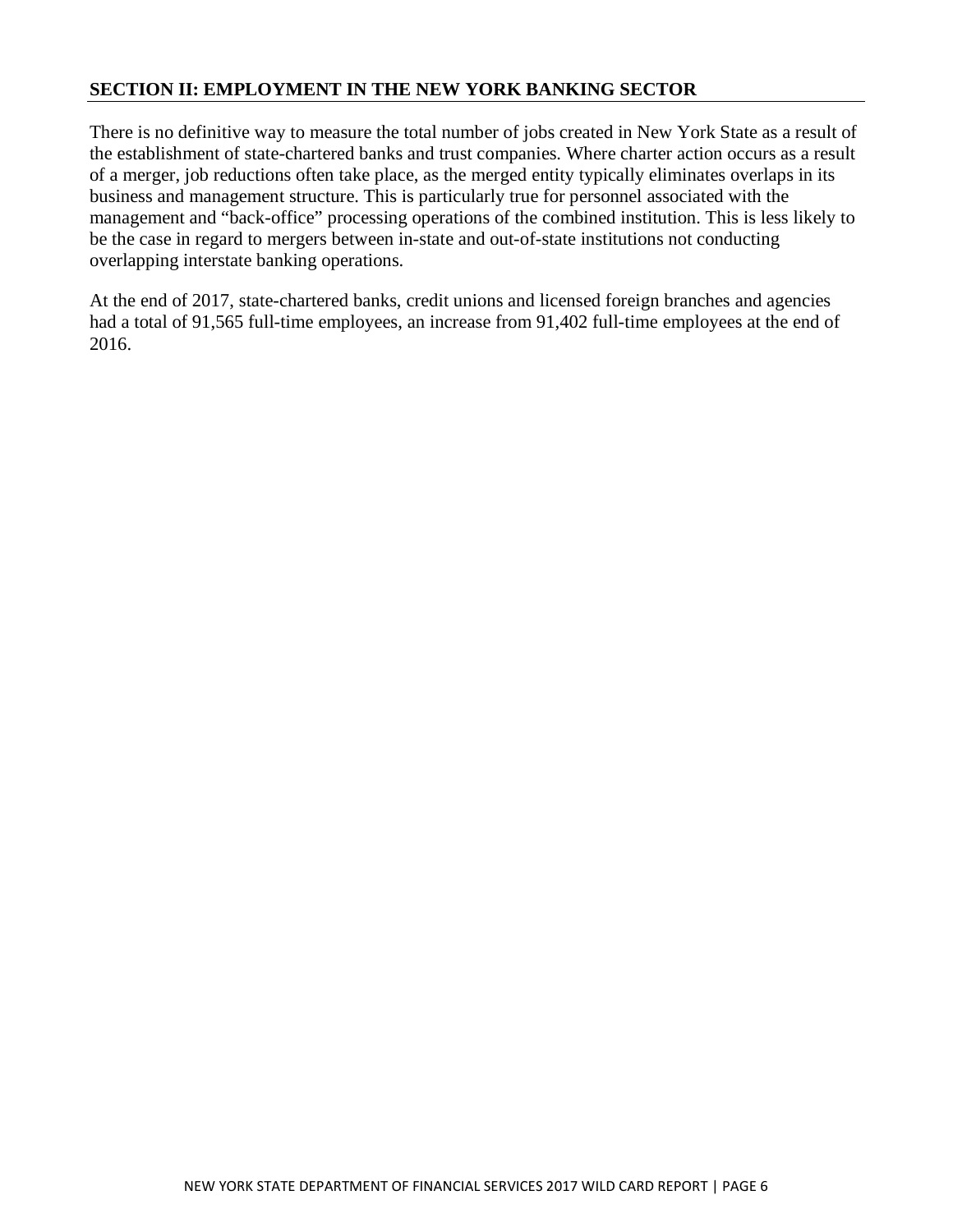## SECTION II: EMPLOYMENT IN THE NEW YORK BANKING SECTOR

There is no definitive way to measure the total number of jobs created in New York State as a result of the establishment of state-chartered banks and trust companies. Where charter action occurs as a result of a merger, job reductions often take place, as the merged entity typically eliminates overlaps in its business and management structure. This is particularly true for personnel associated with the management and "back-office" processing operations of the combined institution. This is less likely to be the case in regard to mergers between in-state and out-of-state institutions not conducting overlapping interstate banking operations.

At the end of 2017, state-chartered banks, credit unions and licensed foreign branches and agencies had a total of 91,565 full-time employees, an increase from 91,402 full-time employees at the end of 2016.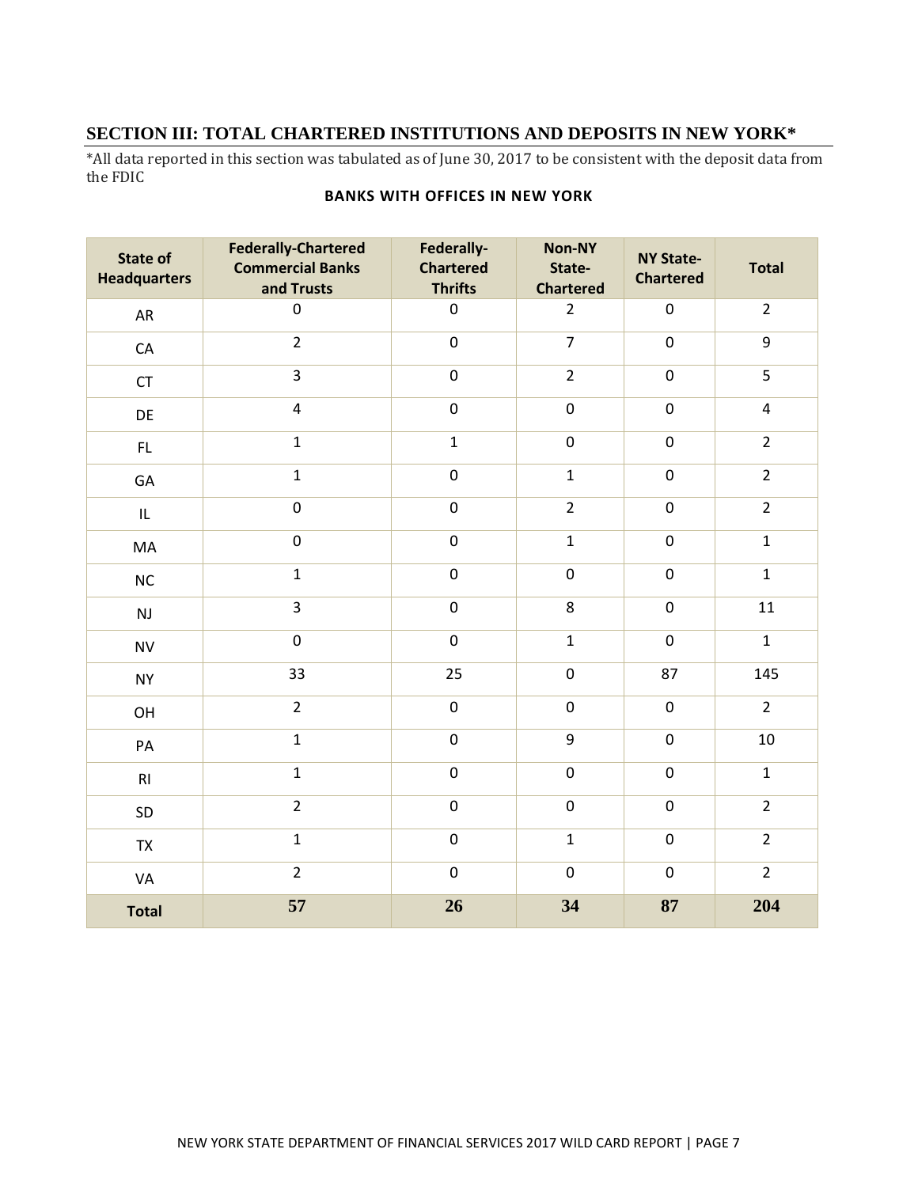## SECTION III: TOTAL CHARTERED INSTITUTIONS AND DEPOSITS IN NEW YORK*

*All data reported in this section was tabulated as of June 30, 2017 to be consistent with the deposit data from the FDIC

**BANKS WITH OFFICES IN NEW YORK**

| State of Headquarters | Federally-Chartered Commercial Banks and Trusts | Federally-Chartered Thrifts | Non-NY State-Chartered | NY State-Chartered | Total |
|---|---|---|---|---|---|
| AR | 0 | 0 | 2 | 0 | 2 |
| CA | 2 | 0 | 7 | 0 | 9 |
| CT | 3 | 0 | 2 | 0 | 5 |
| DE | 4 | 0 | 0 | 0 | 4 |
| FL | 1 | 1 | 0 | 0 | 2 |
| GA | 1 | 0 | 1 | 0 | 2 |
| IL | 0 | 0 | 2 | 0 | 2 |
| MA | 0 | 0 | 1 | 0 | 1 |
| NC | 1 | 0 | 0 | 0 | 1 |
| NJ | 3 | 0 | 8 | 0 | 11 |
| NV | 0 | 0 | 1 | 0 | 1 |
| NY | 33 | 25 | 0 | 87 | 145 |
| OH | 2 | 0 | 0 | 0 | 2 |
| PA | 1 | 0 | 9 | 0 | 10 |
| RI | 1 | 0 | 0 | 0 | 1 |
| SD | 2 | 0 | 0 | 0 | 2 |
| TX | 1 | 0 | 1 | 0 | 2 |
| VA | 2 | 0 | 0 | 0 | 2 |
| **Total** | **57** | **26** | **34** | **87** | **204** |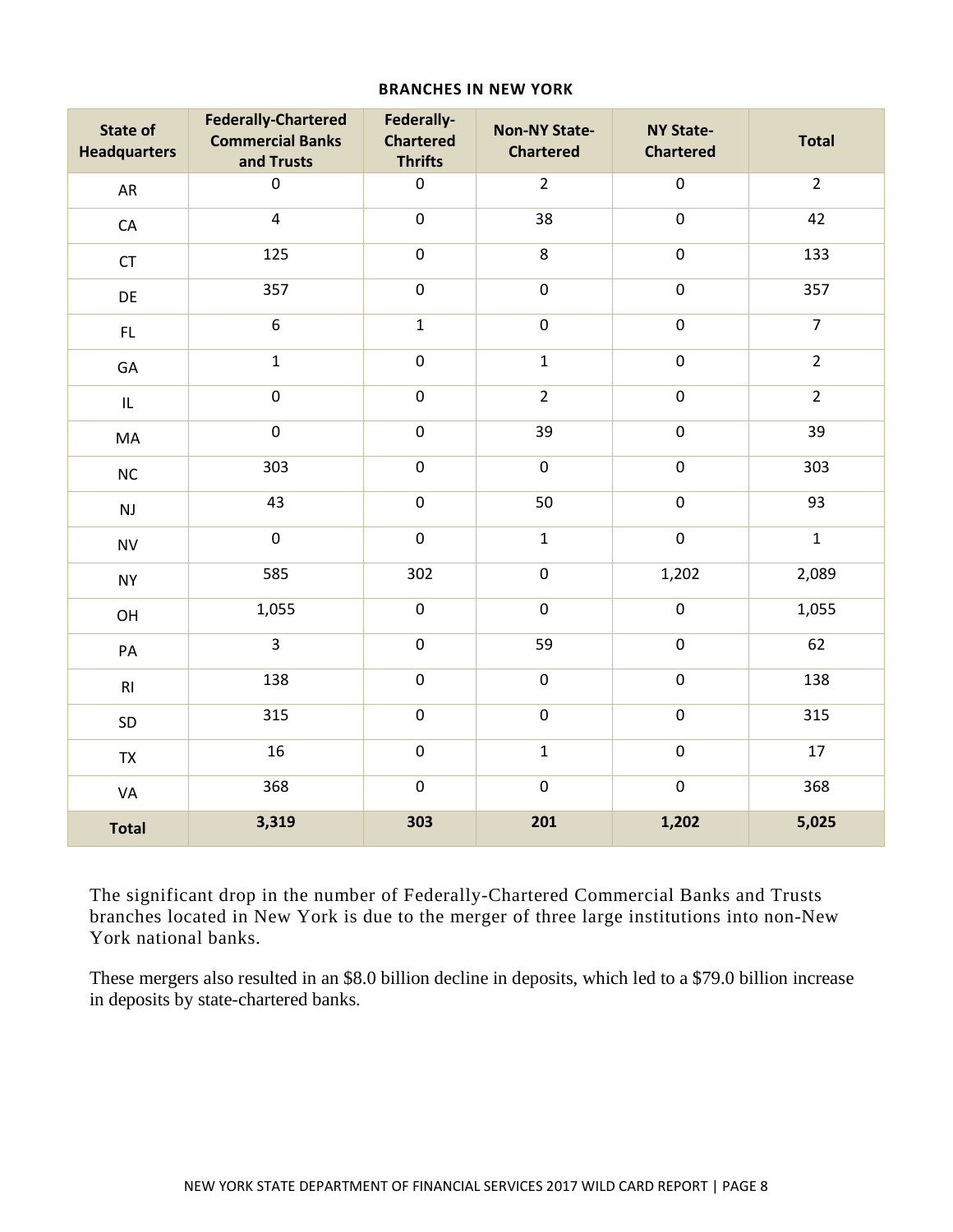**BRANCHES IN NEW YORK**

| State of Headquarters | Federally-Chartered Commercial Banks and Trusts | Federally-Chartered Thrifts | Non-NY State-Chartered | NY State-Chartered | Total |
|---|---|---|---|---|---|
| AR | 0 | 0 | 2 | 0 | 2 |
| CA | 4 | 0 | 38 | 0 | 42 |
| CT | 125 | 0 | 8 | 0 | 133 |
| DE | 357 | 0 | 0 | 0 | 357 |
| FL | 6 | 1 | 0 | 0 | 7 |
| GA | 1 | 0 | 1 | 0 | 2 |
| IL | 0 | 0 | 2 | 0 | 2 |
| MA | 0 | 0 | 39 | 0 | 39 |
| NC | 303 | 0 | 0 | 0 | 303 |
| NJ | 43 | 0 | 50 | 0 | 93 |
| NV | 0 | 0 | 1 | 0 | 1 |
| NY | 585 | 302 | 0 | 1,202 | 2,089 |
| OH | 1,055 | 0 | 0 | 0 | 1,055 |
| PA | 3 | 0 | 59 | 0 | 62 |
| RI | 138 | 0 | 0 | 0 | 138 |
| SD | 315 | 0 | 0 | 0 | 315 |
| TX | 16 | 0 | 1 | 0 | 17 |
| VA | 368 | 0 | 0 | 0 | 368 |
| **Total** | **3,319** | **303** | **201** | **1,202** | **5,025** |

The significant drop in the number of Federally-Chartered Commercial Banks and Trusts branches located in New York is due to the merger of three large institutions into non-New York national banks.

These mergers also resulted in an $8.0 billion decline in deposits, which led to a $79.0 billion increase in deposits by state-chartered banks.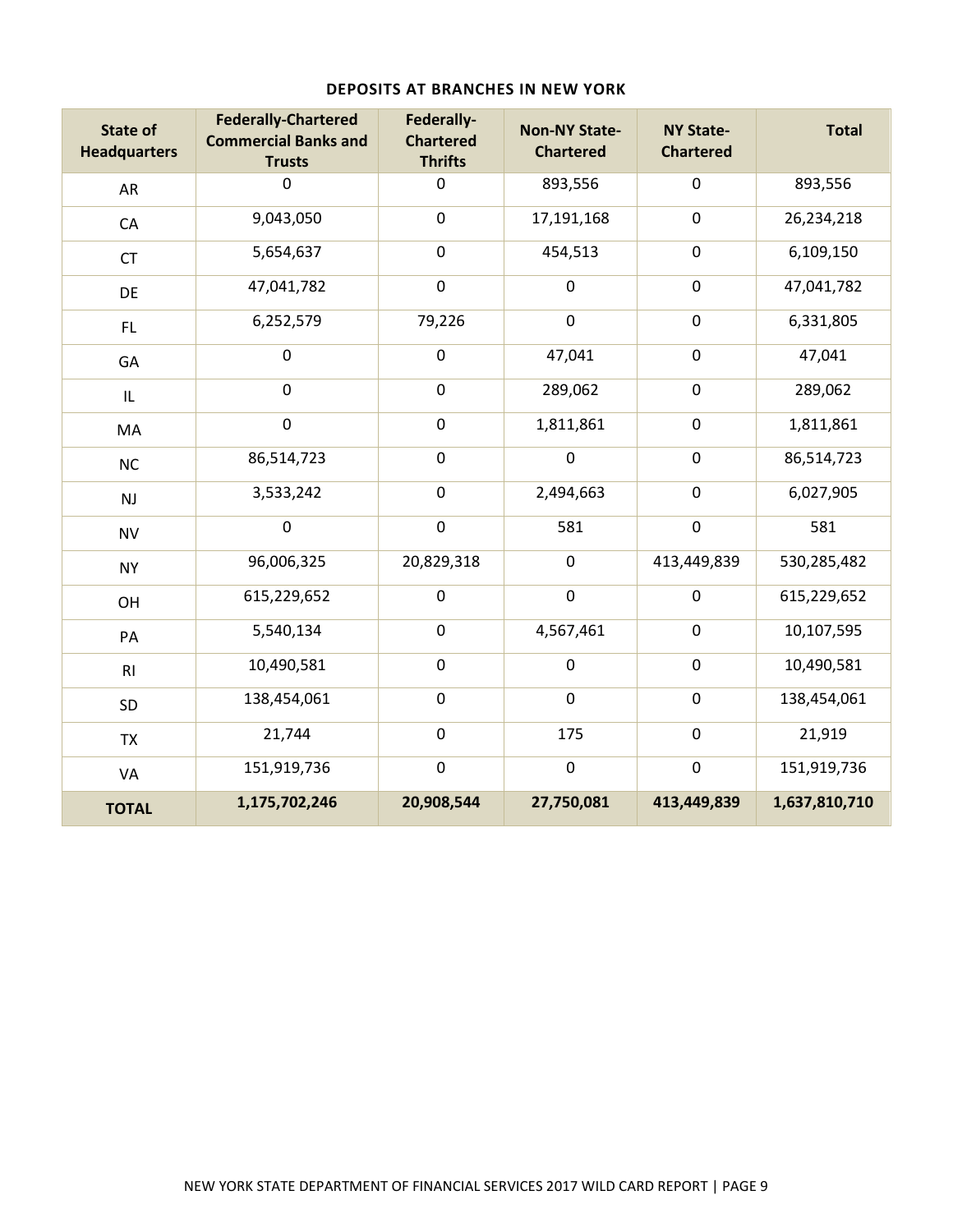**DEPOSITS AT BRANCHES IN NEW YORK**

| State of Headquarters | Federally-Chartered Commercial Banks and Trusts | Federally-Chartered Thrifts | Non-NY State-Chartered | NY State-Chartered | Total |
|---|---|---|---|---|---|
| AR | 0 | 0 | 893,556 | 0 | 893,556 |
| CA | 9,043,050 | 0 | 17,191,168 | 0 | 26,234,218 |
| CT | 5,654,637 | 0 | 454,513 | 0 | 6,109,150 |
| DE | 47,041,782 | 0 | 0 | 0 | 47,041,782 |
| FL | 6,252,579 | 79,226 | 0 | 0 | 6,331,805 |
| GA | 0 | 0 | 47,041 | 0 | 47,041 |
| IL | 0 | 0 | 289,062 | 0 | 289,062 |
| MA | 0 | 0 | 1,811,861 | 0 | 1,811,861 |
| NC | 86,514,723 | 0 | 0 | 0 | 86,514,723 |
| NJ | 3,533,242 | 0 | 2,494,663 | 0 | 6,027,905 |
| NV | 0 | 0 | 581 | 0 | 581 |
| NY | 96,006,325 | 20,829,318 | 0 | 413,449,839 | 530,285,482 |
| OH | 615,229,652 | 0 | 0 | 0 | 615,229,652 |
| PA | 5,540,134 | 0 | 4,567,461 | 0 | 10,107,595 |
| RI | 10,490,581 | 0 | 0 | 0 | 10,490,581 |
| SD | 138,454,061 | 0 | 0 | 0 | 138,454,061 |
| TX | 21,744 | 0 | 175 | 0 | 21,919 |
| VA | 151,919,736 | 0 | 0 | 0 | 151,919,736 |
| **TOTAL** | **1,175,702,246** | **20,908,544** | **27,750,081** | **413,449,839** | **1,637,810,710** |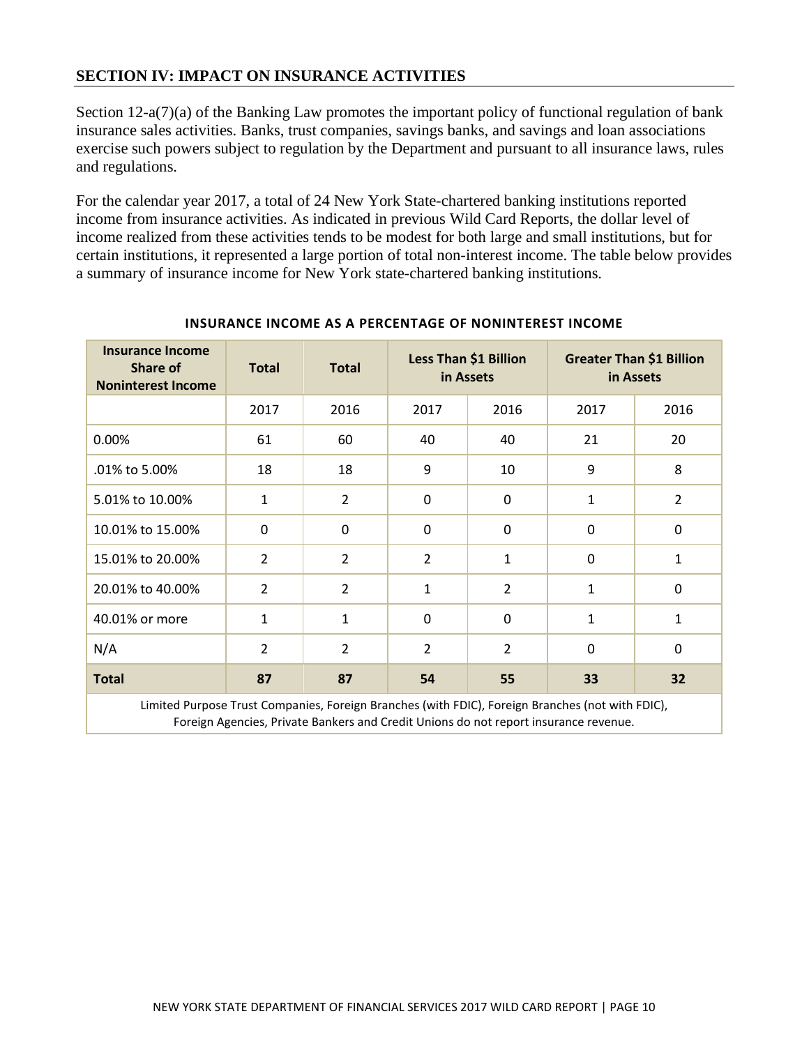## SECTION IV: IMPACT ON INSURANCE ACTIVITIES

Section 12-a(7)(a) of the Banking Law promotes the important policy of functional regulation of bank insurance sales activities. Banks, trust companies, savings banks, and savings and loan associations exercise such powers subject to regulation by the Department and pursuant to all insurance laws, rules and regulations.

For the calendar year 2017, a total of 24 New York State-chartered banking institutions reported income from insurance activities. As indicated in previous Wild Card Reports, the dollar level of income realized from these activities tends to be modest for both large and small institutions, but for certain institutions, it represented a large portion of total non-interest income. The table below provides a summary of insurance income for New York state-chartered banking institutions.

**INSURANCE INCOME AS A PERCENTAGE OF NONINTEREST INCOME**

| Insurance Income Share of Noninterest Income | Total | Total | Less Than $1 Billion in Assets | | Greater Than $1 Billion in Assets | |
|---|---|---|---|---|---|---|
| | 2017 | 2016 | 2017 | 2016 | 2017 | 2016 |
| 0.00% | 61 | 60 | 40 | 40 | 21 | 20 |
| .01% to 5.00% | 18 | 18 | 9 | 10 | 9 | 8 |
| 5.01% to 10.00% | 1 | 2 | 0 | 0 | 1 | 2 |
| 10.01% to 15.00% | 0 | 0 | 0 | 0 | 0 | 0 |
| 15.01% to 20.00% | 2 | 2 | 2 | 1 | 0 | 1 |
| 20.01% to 40.00% | 2 | 2 | 1 | 2 | 1 | 0 |
| 40.01% or more | 1 | 1 | 0 | 0 | 1 | 1 |
| N/A | 2 | 2 | 2 | 2 | 0 | 0 |
| **Total** | **87** | **87** | **54** | **55** | **33** | **32** |

Limited Purpose Trust Companies, Foreign Branches (with FDIC), Foreign Branches (not with FDIC), Foreign Agencies, Private Bankers and Credit Unions do not report insurance revenue.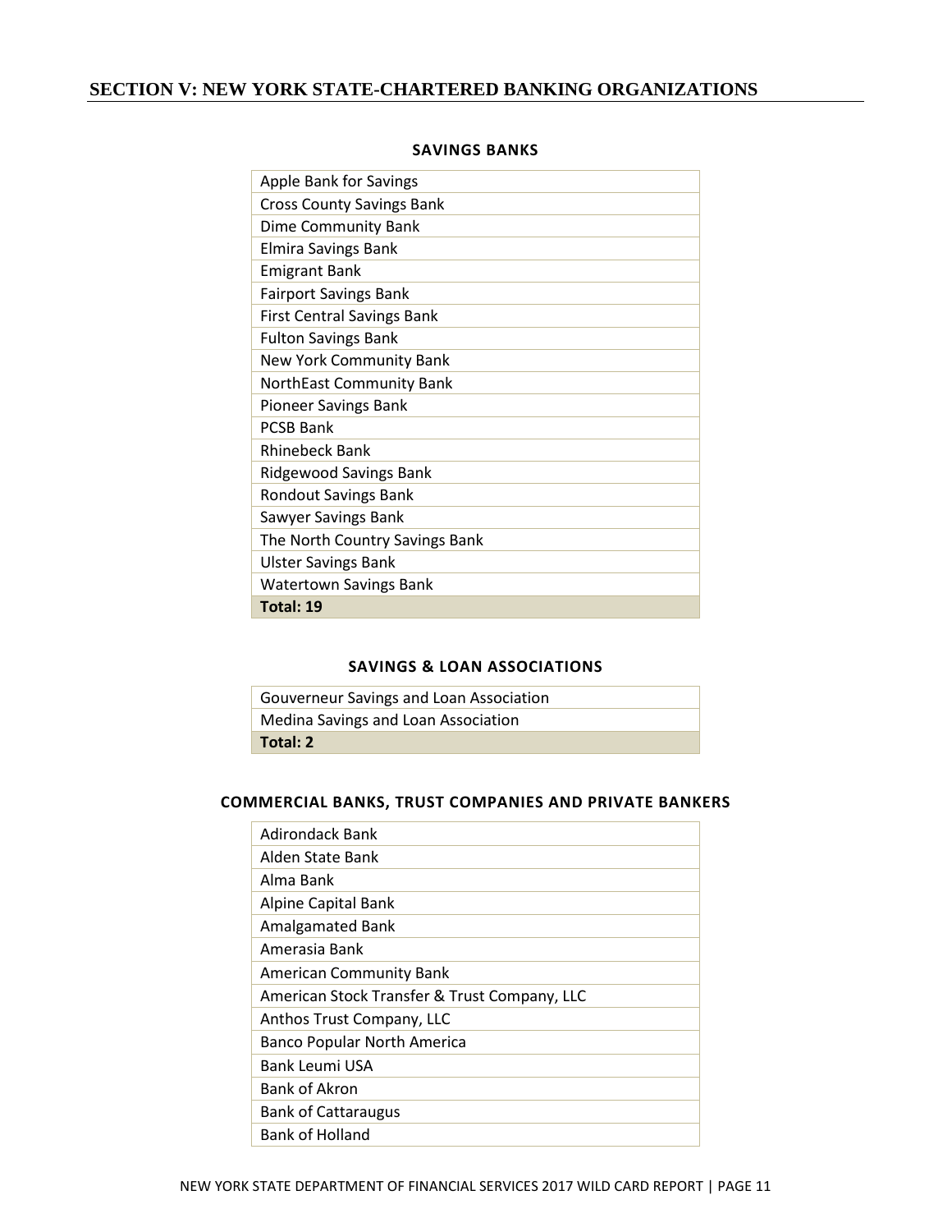## SECTION V: NEW YORK STATE-CHARTERED BANKING ORGANIZATIONS

### SAVINGS BANKS

| Savings Banks |
|---|
| Apple Bank for Savings |
| Cross County Savings Bank |
| Dime Community Bank |
| Elmira Savings Bank |
| Emigrant Bank |
| Fairport Savings Bank |
| First Central Savings Bank |
| Fulton Savings Bank |
| New York Community Bank |
| NorthEast Community Bank |
| Pioneer Savings Bank |
| PCSB Bank |
| Rhinebeck Bank |
| Ridgewood Savings Bank |
| Rondout Savings Bank |
| Sawyer Savings Bank |
| The North Country Savings Bank |
| Ulster Savings Bank |
| Watertown Savings Bank |
| **Total: 19** |

### SAVINGS & LOAN ASSOCIATIONS

| Savings & Loan Associations |
|---|
| Gouverneur Savings and Loan Association |
| Medina Savings and Loan Association |
| **Total: 2** |

### COMMERCIAL BANKS, TRUST COMPANIES AND PRIVATE BANKERS

| Commercial Banks, Trust Companies and Private Bankers |
|---|
| Adirondack Bank |
| Alden State Bank |
| Alma Bank |
| Alpine Capital Bank |
| Amalgamated Bank |
| Amerasia Bank |
| American Community Bank |
| American Stock Transfer & Trust Company, LLC |
| Anthos Trust Company, LLC |
| Banco Popular North America |
| Bank Leumi USA |
| Bank of Akron |
| Bank of Cattaraugus |
| Bank of Holland |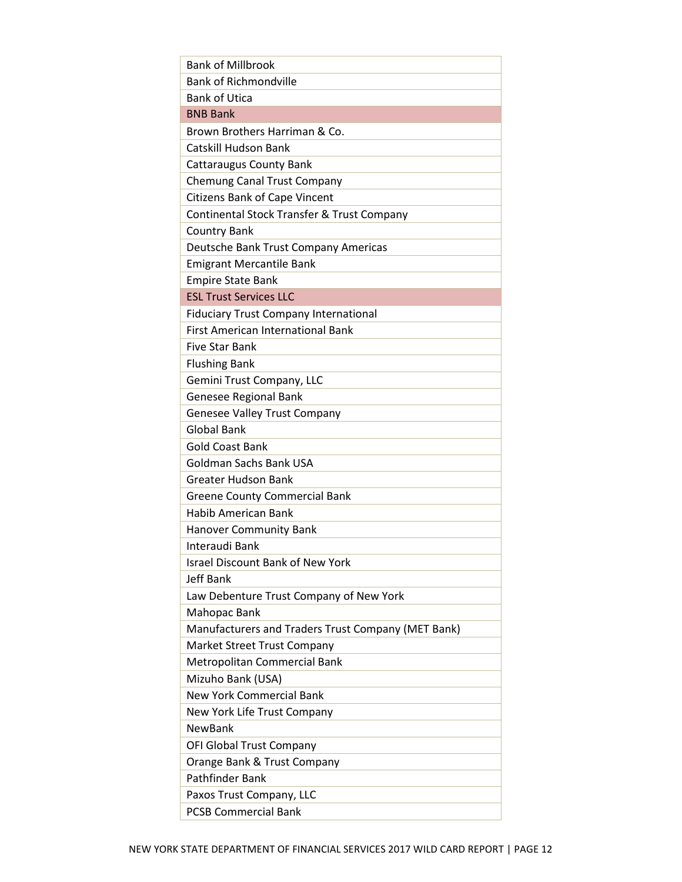| Bank of Millbrook |
|---|
| Bank of Richmondville |
| Bank of Utica |
| BNB Bank |
| Brown Brothers Harriman & Co. |
| Catskill Hudson Bank |
| Cattaraugus County Bank |
| Chemung Canal Trust Company |
| Citizens Bank of Cape Vincent |
| Continental Stock Transfer & Trust Company |
| Country Bank |
| Deutsche Bank Trust Company Americas |
| Emigrant Mercantile Bank |
| Empire State Bank |
| ESL Trust Services LLC |
| Fiduciary Trust Company International |
| First American International Bank |
| Five Star Bank |
| Flushing Bank |
| Gemini Trust Company, LLC |
| Genesee Regional Bank |
| Genesee Valley Trust Company |
| Global Bank |
| Gold Coast Bank |
| Goldman Sachs Bank USA |
| Greater Hudson Bank |
| Greene County Commercial Bank |
| Habib American Bank |
| Hanover Community Bank |
| Interaudi Bank |
| Israel Discount Bank of New York |
| Jeff Bank |
| Law Debenture Trust Company of New York |
| Mahopac Bank |
| Manufacturers and Traders Trust Company (MET Bank) |
| Market Street Trust Company |
| Metropolitan Commercial Bank |
| Mizuho Bank (USA) |
| New York Commercial Bank |
| New York Life Trust Company |
| NewBank |
| OFI Global Trust Company |
| Orange Bank & Trust Company |
| Pathfinder Bank |
| Paxos Trust Company, LLC |
| PCSB Commercial Bank |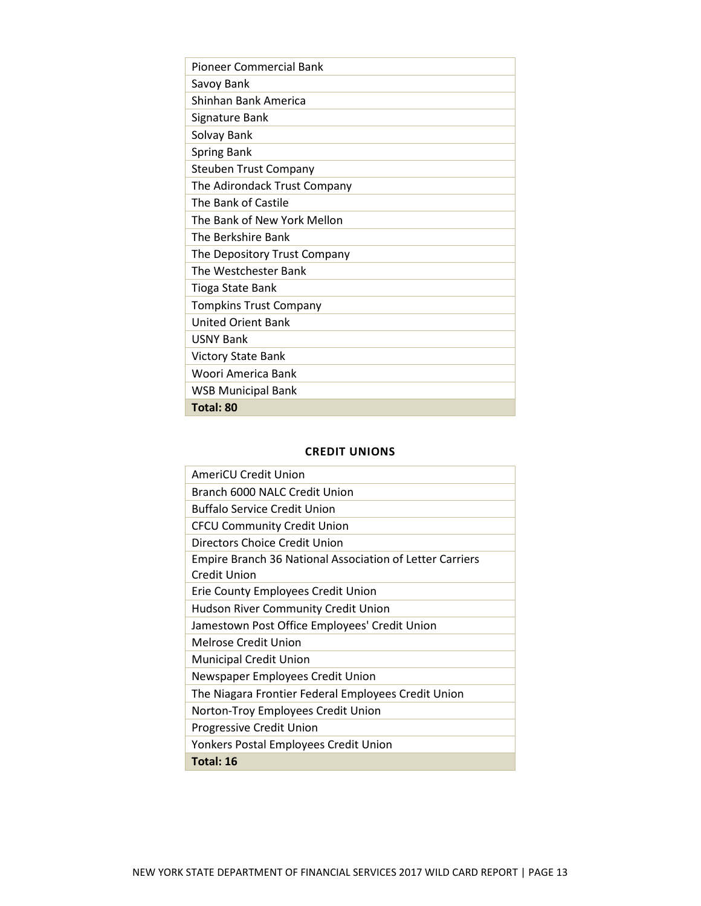| Pioneer Commercial Bank |
| --- |
| Savoy Bank |
| Shinhan Bank America |
| Signature Bank |
| Solvay Bank |
| Spring Bank |
| Steuben Trust Company |
| The Adirondack Trust Company |
| The Bank of Castile |
| The Bank of New York Mellon |
| The Berkshire Bank |
| The Depository Trust Company |
| The Westchester Bank |
| Tioga State Bank |
| Tompkins Trust Company |
| United Orient Bank |
| USNY Bank |
| Victory State Bank |
| Woori America Bank |
| WSB Municipal Bank |
| **Total: 80** |

**CREDIT UNIONS**

| AmeriCU Credit Union |
| --- |
| Branch 6000 NALC Credit Union |
| Buffalo Service Credit Union |
| CFCU Community Credit Union |
| Directors Choice Credit Union |
| Empire Branch 36 National Association of Letter Carriers Credit Union |
| Erie County Employees Credit Union |
| Hudson River Community Credit Union |
| Jamestown Post Office Employees' Credit Union |
| Melrose Credit Union |
| Municipal Credit Union |
| Newspaper Employees Credit Union |
| The Niagara Frontier Federal Employees Credit Union |
| Norton-Troy Employees Credit Union |
| Progressive Credit Union |
| Yonkers Postal Employees Credit Union |
| **Total: 16** |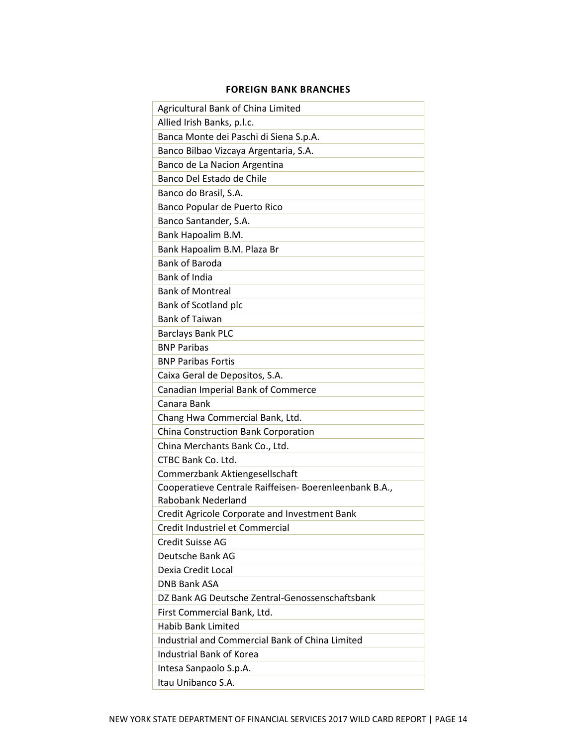**FOREIGN BANK BRANCHES**

| Agricultural Bank of China Limited |
|---|
| Allied Irish Banks, p.l.c. |
| Banca Monte dei Paschi di Siena S.p.A. |
| Banco Bilbao Vizcaya Argentaria, S.A. |
| Banco de La Nacion Argentina |
| Banco Del Estado de Chile |
| Banco do Brasil, S.A. |
| Banco Popular de Puerto Rico |
| Banco Santander, S.A. |
| Bank Hapoalim B.M. |
| Bank Hapoalim B.M. Plaza Br |
| Bank of Baroda |
| Bank of India |
| Bank of Montreal |
| Bank of Scotland plc |
| Bank of Taiwan |
| Barclays Bank PLC |
| BNP Paribas |
| BNP Paribas Fortis |
| Caixa Geral de Depositos, S.A. |
| Canadian Imperial Bank of Commerce |
| Canara Bank |
| Chang Hwa Commercial Bank, Ltd. |
| China Construction Bank Corporation |
| China Merchants Bank Co., Ltd. |
| CTBC Bank Co. Ltd. |
| Commerzbank Aktiengesellschaft |
| Cooperatieve Centrale Raiffeisen- Boerenleenbank B.A., Rabobank Nederland |
| Credit Agricole Corporate and Investment Bank |
| Credit Industriel et Commercial |
| Credit Suisse AG |
| Deutsche Bank AG |
| Dexia Credit Local |
| DNB Bank ASA |
| DZ Bank AG Deutsche Zentral-Genossenschaftsbank |
| First Commercial Bank, Ltd. |
| Habib Bank Limited |
| Industrial and Commercial Bank of China Limited |
| Industrial Bank of Korea |
| Intesa Sanpaolo S.p.A. |
| Itau Unibanco S.A. |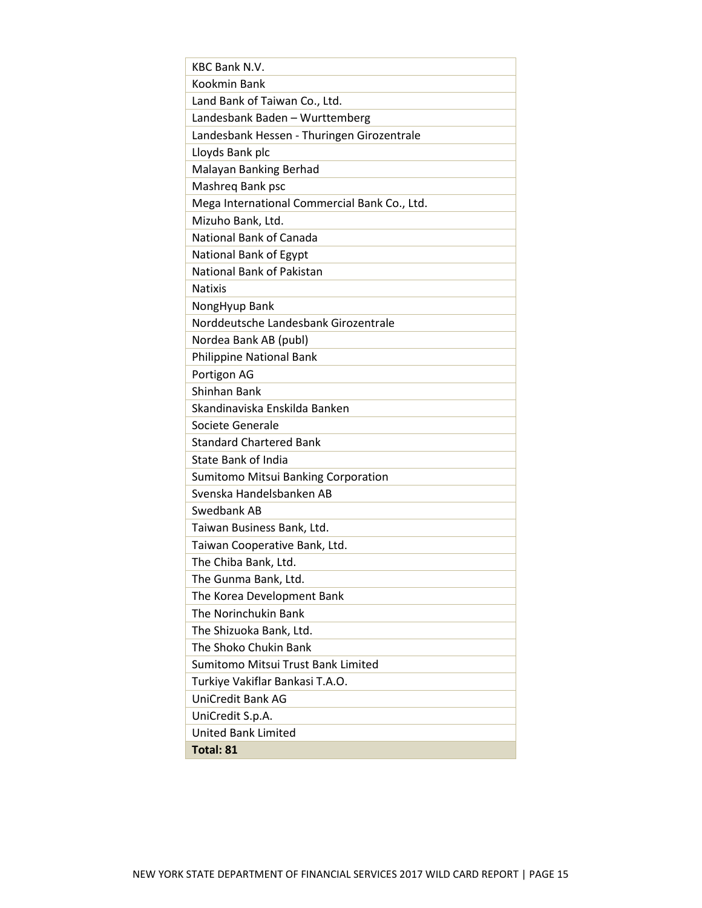| |
|---|
| KBC Bank N.V. |
| Kookmin Bank |
| Land Bank of Taiwan Co., Ltd. |
| Landesbank Baden – Wurttemberg |
| Landesbank Hessen - Thuringen Girozentrale |
| Lloyds Bank plc |
| Malayan Banking Berhad |
| Mashreq Bank psc |
| Mega International Commercial Bank Co., Ltd. |
| Mizuho Bank, Ltd. |
| National Bank of Canada |
| National Bank of Egypt |
| National Bank of Pakistan |
| Natixis |
| NongHyup Bank |
| Norddeutsche Landesbank Girozentrale |
| Nordea Bank AB (publ) |
| Philippine National Bank |
| Portigon AG |
| Shinhan Bank |
| Skandinaviska Enskilda Banken |
| Societe Generale |
| Standard Chartered Bank |
| State Bank of India |
| Sumitomo Mitsui Banking Corporation |
| Svenska Handelsbanken AB |
| Swedbank AB |
| Taiwan Business Bank, Ltd. |
| Taiwan Cooperative Bank, Ltd. |
| The Chiba Bank, Ltd. |
| The Gunma Bank, Ltd. |
| The Korea Development Bank |
| The Norinchukin Bank |
| The Shizuoka Bank, Ltd. |
| The Shoko Chukin Bank |
| Sumitomo Mitsui Trust Bank Limited |
| Turkiye Vakiflar Bankasi T.A.O. |
| UniCredit Bank AG |
| UniCredit S.p.A. |
| United Bank Limited |
| **Total: 81** |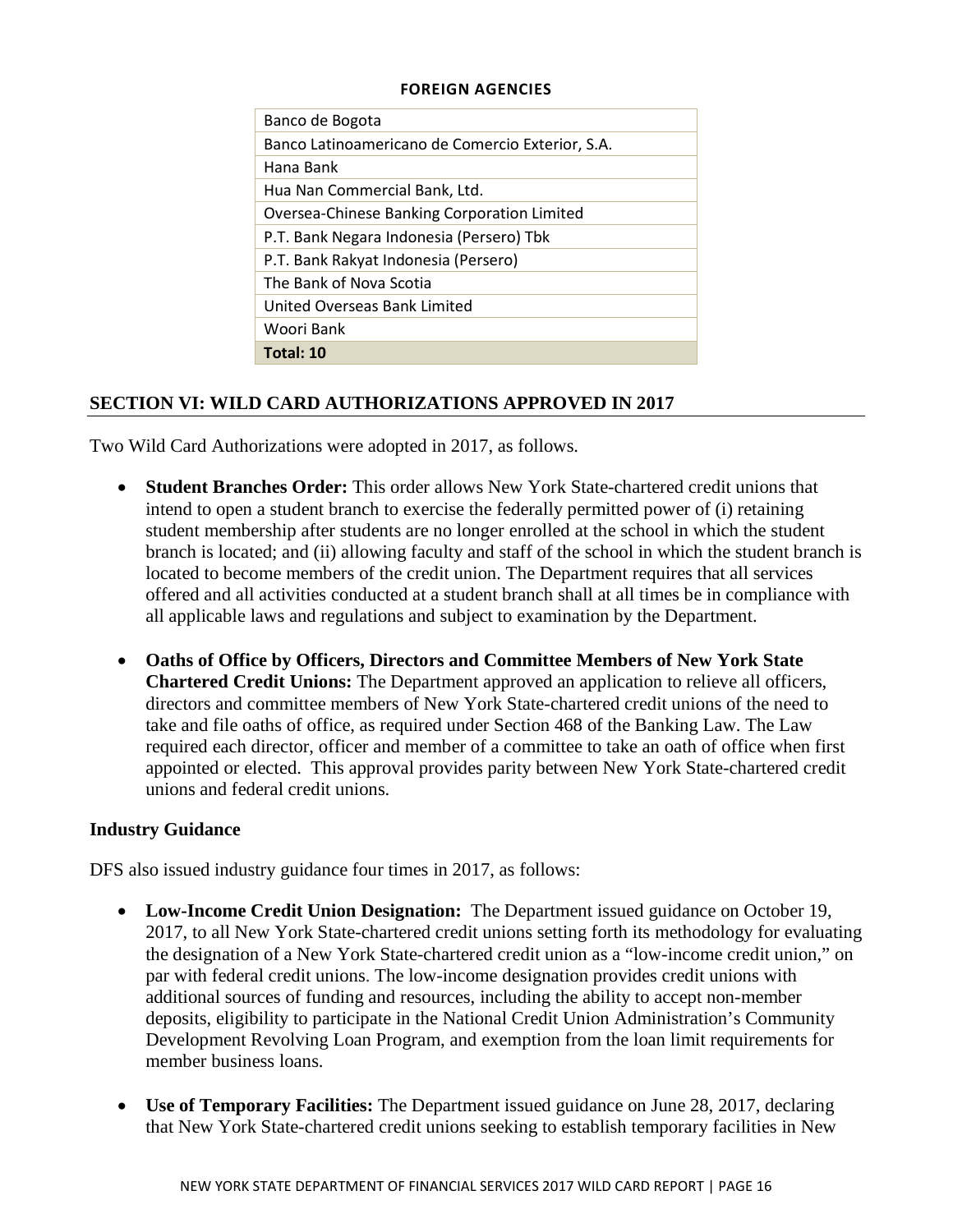**FOREIGN AGENCIES**

| Foreign Agencies |
|---|
| Banco de Bogota |
| Banco Latinoamericano de Comercio Exterior, S.A. |
| Hana Bank |
| Hua Nan Commercial Bank, Ltd. |
| Oversea-Chinese Banking Corporation Limited |
| P.T. Bank Negara Indonesia (Persero) Tbk |
| P.T. Bank Rakyat Indonesia (Persero) |
| The Bank of Nova Scotia |
| United Overseas Bank Limited |
| Woori Bank |
| **Total: 10** |

## SECTION VI: WILD CARD AUTHORIZATIONS APPROVED IN 2017

Two Wild Card Authorizations were adopted in 2017, as follows.

- **Student Branches Order:** This order allows New York State-chartered credit unions that intend to open a student branch to exercise the federally permitted power of (i) retaining student membership after students are no longer enrolled at the school in which the student branch is located; and (ii) allowing faculty and staff of the school in which the student branch is located to become members of the credit union. The Department requires that all services offered and all activities conducted at a student branch shall at all times be in compliance with all applicable laws and regulations and subject to examination by the Department.

- **Oaths of Office by Officers, Directors and Committee Members of New York State Chartered Credit Unions:** The Department approved an application to relieve all officers, directors and committee members of New York State-chartered credit unions of the need to take and file oaths of office, as required under Section 468 of the Banking Law. The Law required each director, officer and member of a committee to take an oath of office when first appointed or elected. This approval provides parity between New York State-chartered credit unions and federal credit unions.

### Industry Guidance

DFS also issued industry guidance four times in 2017, as follows:

- **Low-Income Credit Union Designation:** The Department issued guidance on October 19, 2017, to all New York State-chartered credit unions setting forth its methodology for evaluating the designation of a New York State-chartered credit union as a "low-income credit union," on par with federal credit unions. The low-income designation provides credit unions with additional sources of funding and resources, including the ability to accept non-member deposits, eligibility to participate in the National Credit Union Administration's Community Development Revolving Loan Program, and exemption from the loan limit requirements for member business loans.

- **Use of Temporary Facilities:** The Department issued guidance on June 28, 2017, declaring that New York State-chartered credit unions seeking to establish temporary facilities in New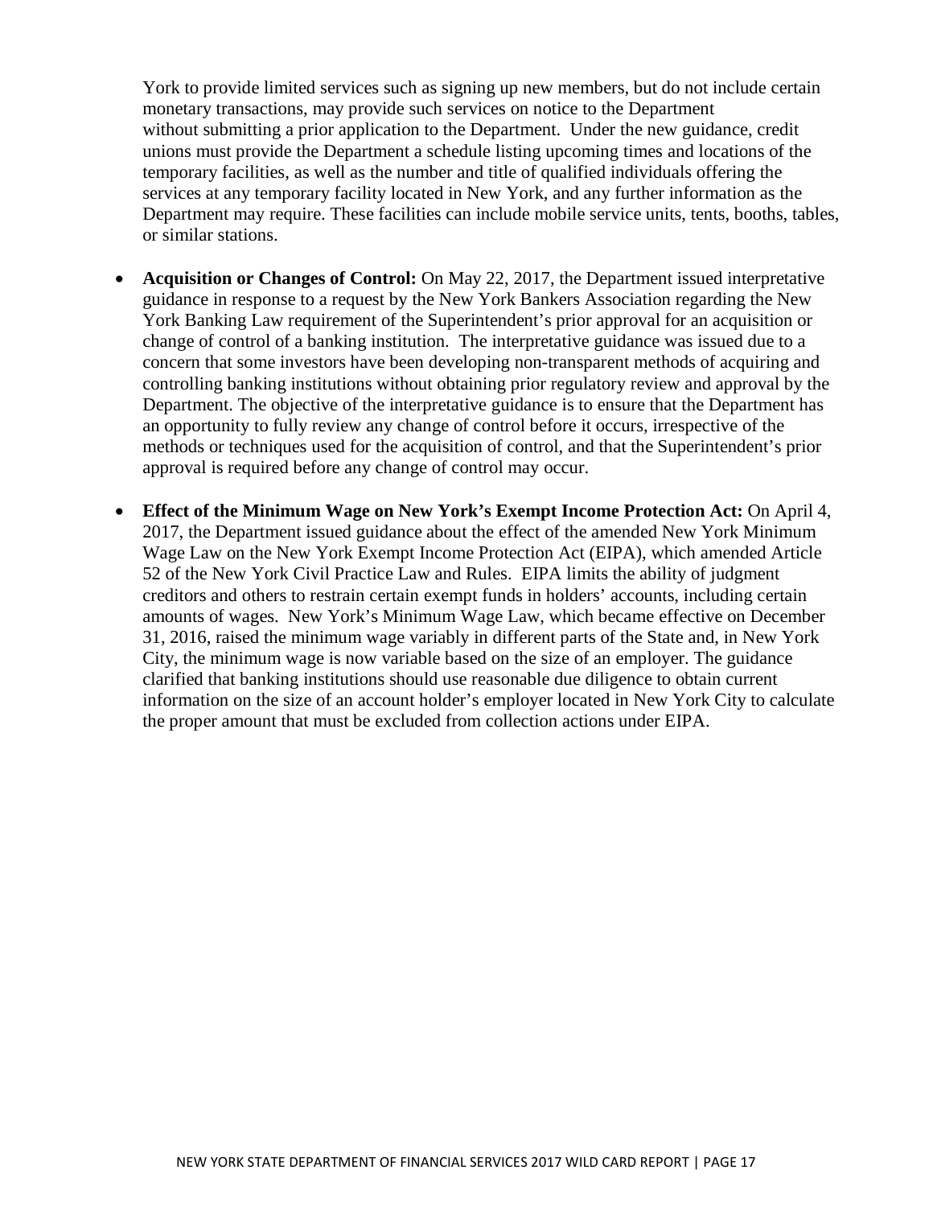York to provide limited services such as signing up new members, but do not include certain monetary transactions, may provide such services on notice to the Department without submitting a prior application to the Department. Under the new guidance, credit unions must provide the Department a schedule listing upcoming times and locations of the temporary facilities, as well as the number and title of qualified individuals offering the services at any temporary facility located in New York, and any further information as the Department may require. These facilities can include mobile service units, tents, booths, tables, or similar stations.

- **Acquisition or Changes of Control:** On May 22, 2017, the Department issued interpretative guidance in response to a request by the New York Bankers Association regarding the New York Banking Law requirement of the Superintendent's prior approval for an acquisition or change of control of a banking institution. The interpretative guidance was issued due to a concern that some investors have been developing non-transparent methods of acquiring and controlling banking institutions without obtaining prior regulatory review and approval by the Department. The objective of the interpretative guidance is to ensure that the Department has an opportunity to fully review any change of control before it occurs, irrespective of the methods or techniques used for the acquisition of control, and that the Superintendent's prior approval is required before any change of control may occur.

- **Effect of the Minimum Wage on New York's Exempt Income Protection Act:** On April 4, 2017, the Department issued guidance about the effect of the amended New York Minimum Wage Law on the New York Exempt Income Protection Act (EIPA), which amended Article 52 of the New York Civil Practice Law and Rules. EIPA limits the ability of judgment creditors and others to restrain certain exempt funds in holders' accounts, including certain amounts of wages. New York's Minimum Wage Law, which became effective on December 31, 2016, raised the minimum wage variably in different parts of the State and, in New York City, the minimum wage is now variable based on the size of an employer. The guidance clarified that banking institutions should use reasonable due diligence to obtain current information on the size of an account holder's employer located in New York City to calculate the proper amount that must be excluded from collection actions under EIPA.